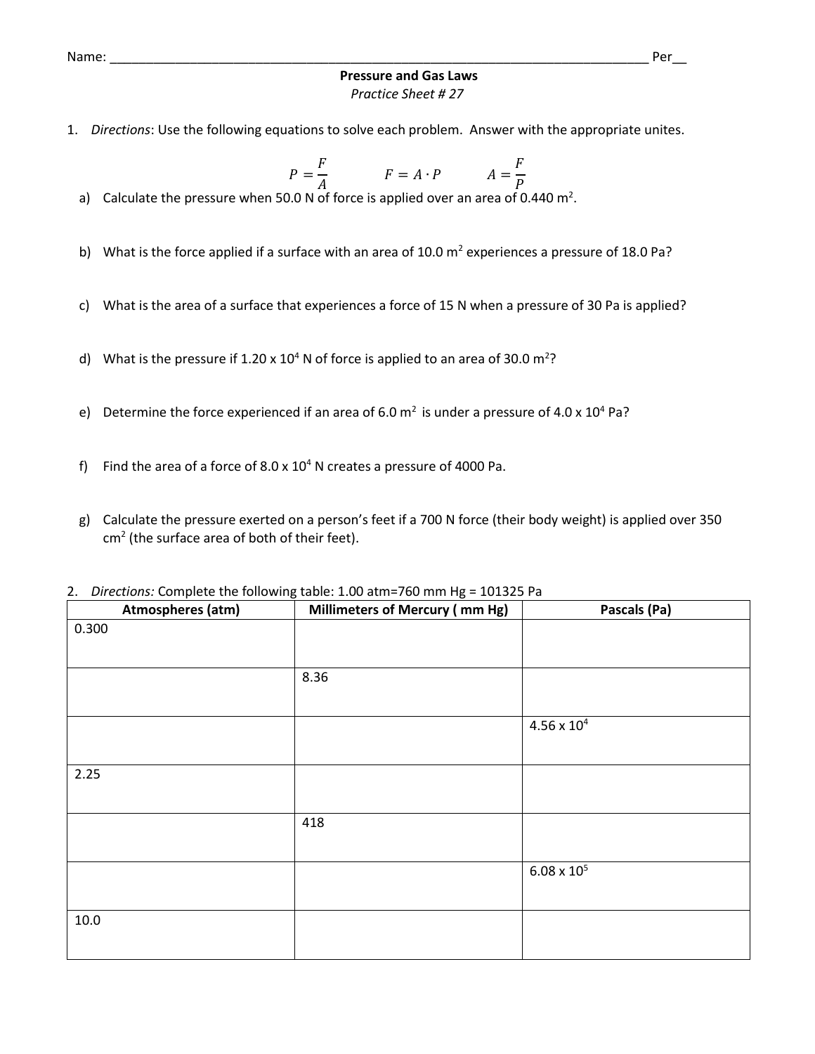Name: ___________________________________________________________________________ Per__

**Pressure and Gas Laws**

*Practice Sheet # 27*

1. *Directions*: Use the following equations to solve each problem. Answer with the appropriate unites.

$$P = \frac{F}{A} \qquad F = A \cdot P \qquad A = \frac{F}{P}$$

   a) Calculate the pressure when 50.0 N of force is applied over an area of 0.440 $m^2$.

   b) What is the force applied if a surface with an area of 10.0 $m^2$ experiences a pressure of 18.0 Pa?

   c) What is the area of a surface that experiences a force of 15 N when a pressure of 30 Pa is applied?

   d) What is the pressure if $1.20 \times 10^4$ N of force is applied to an area of 30.0 $m^2$?

   e) Determine the force experienced if an area of 6.0 $m^2$ is under a pressure of $4.0 \times 10^4$ Pa?

   f) Find the area of a force of $8.0 \times 10^4$ N creates a pressure of 4000 Pa.

   g) Calculate the pressure exerted on a person's feet if a 700 N force (their body weight) is applied over 350 $cm^2$ (the surface area of both of their feet).

2. *Directions:* Complete the following table: 1.00 atm=760 mm Hg = 101325 Pa

| Atmospheres (atm) | Millimeters of Mercury ( mm Hg) | Pascals (Pa) |
|---|---|---|
| 0.300 | | |
| | 8.36 | |
| | | $4.56 \times 10^4$ |
| 2.25 | | |
| | 418 | |
| | | $6.08 \times 10^5$ |
| 10.0 | | |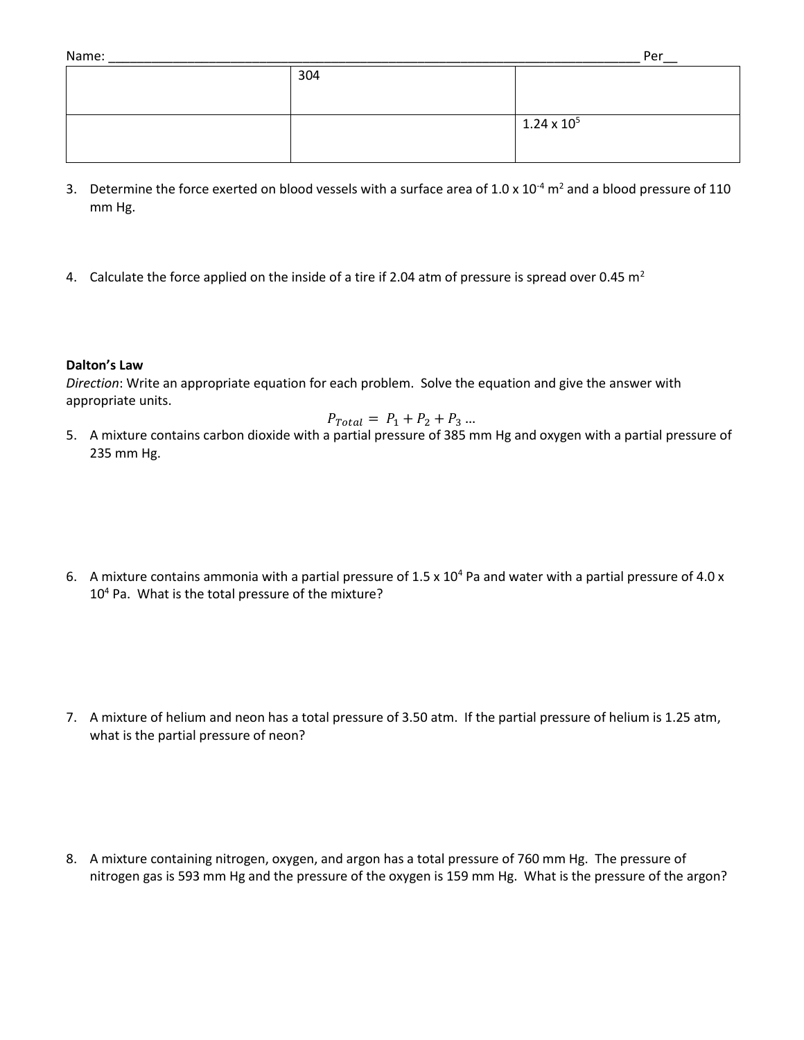Name: ___________________________________________________________________________ Per__

| | | |
|---|---|---|
| | 304 | |
| | | $1.24 \times 10^5$ |

3. Determine the force exerted on blood vessels with a surface area of $1.0 \times 10^{-4}$ $m^2$ and a blood pressure of 110 mm Hg.

4. Calculate the force applied on the inside of a tire if 2.04 atm of pressure is spread over 0.45 $m^2$

**Dalton's Law**

*Direction*: Write an appropriate equation for each problem. Solve the equation and give the answer with appropriate units.

$$P_{Total} = P_1 + P_2 + P_3 \ldots$$

5. A mixture contains carbon dioxide with a partial pressure of 385 mm Hg and oxygen with a partial pressure of 235 mm Hg.

6. A mixture contains ammonia with a partial pressure of $1.5 \times 10^4$ Pa and water with a partial pressure of $4.0 \times 10^4$ Pa. What is the total pressure of the mixture?

7. A mixture of helium and neon has a total pressure of 3.50 atm. If the partial pressure of helium is 1.25 atm, what is the partial pressure of neon?

8. A mixture containing nitrogen, oxygen, and argon has a total pressure of 760 mm Hg. The pressure of nitrogen gas is 593 mm Hg and the pressure of the oxygen is 159 mm Hg. What is the pressure of the argon?